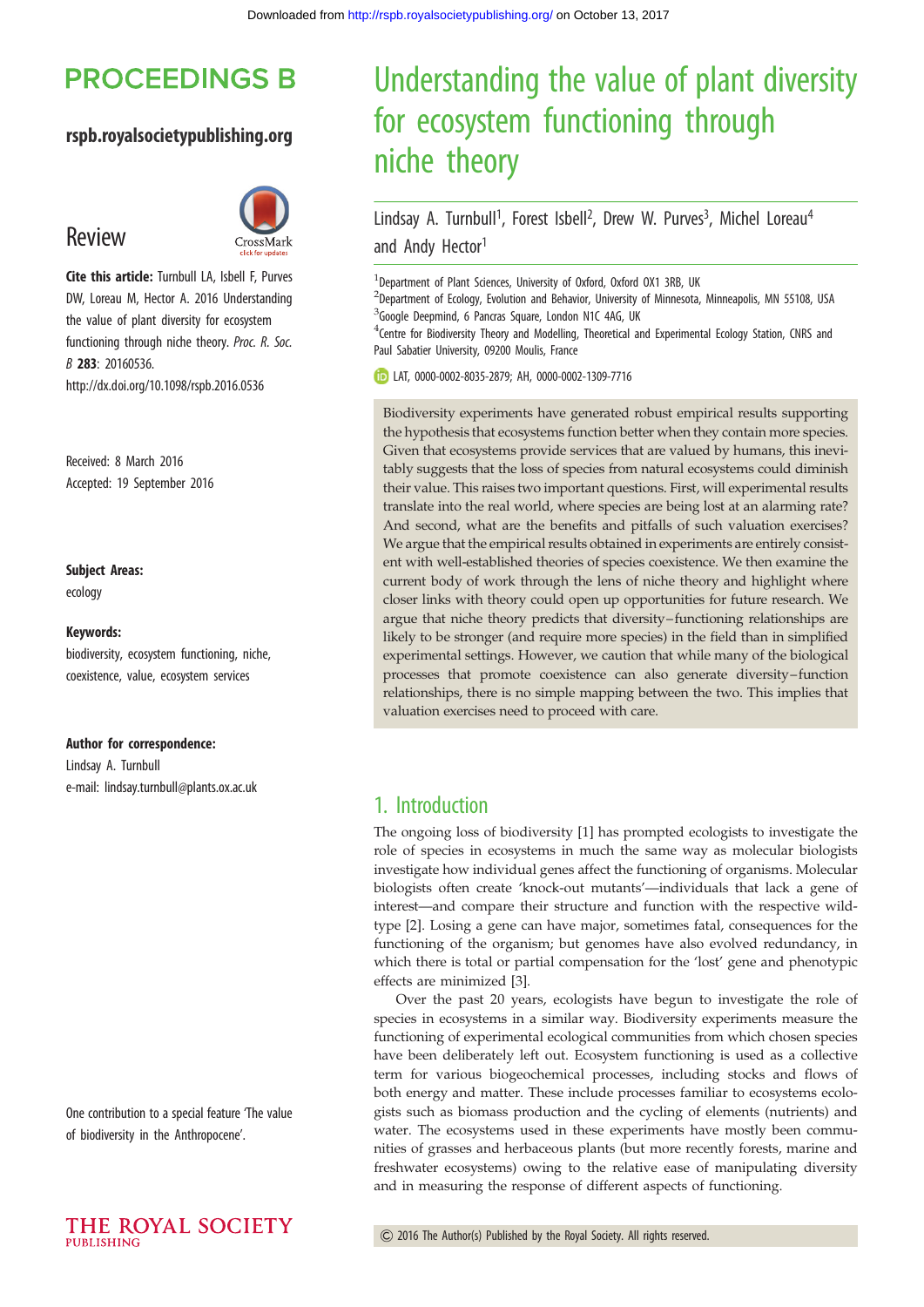# Understanding the value of plant diversity for ecosystem functioning through niche theory

Lindsay A. Turnbull[1], Forest Isbell[2], Drew W. Purves[3], Michel Loreau[4] and Andy Hector[1]

[1]Department of Plant Sciences, University of Oxford, Oxford OX1 3RB, UK
[2]Department of Ecology, Evolution and Behavior, University of Minnesota, Minneapolis, MN 55108, USA
[3]Google Deepmind, 6 Pancras Square, London N1C 4AG, UK
[4]Centre for Biodiversity Theory and Modelling, Theoretical and Experimental Ecology Station, CNRS and Paul Sabatier University, 09200 Moulis, France

LAT, 0000-0002-8035-2879; AH, 0000-0002-1309-7716

**PROCEEDINGS B**

**rspb.royalsocietypublishing.org**

## Review

**Cite this article:** Turnbull LA, Isbell F, Purves DW, Loreau M, Hector A. 2016 Understanding the value of plant diversity for ecosystem functioning through niche theory. *Proc. R. Soc. B* **283**: 20160536.
http://dx.doi.org/10.1098/rspb.2016.0536

Received: 8 March 2016
Accepted: 19 September 2016

**Subject Areas:**
ecology

**Keywords:**
biodiversity, ecosystem functioning, niche, coexistence, value, ecosystem services

**Author for correspondence:**
Lindsay A. Turnbull
e-mail: lindsay.turnbull@plants.ox.ac.uk

One contribution to a special feature 'The value of biodiversity in the Anthropocene'.

Biodiversity experiments have generated robust empirical results supporting the hypothesis that ecosystems function better when they contain more species. Given that ecosystems provide services that are valued by humans, this inevitably suggests that the loss of species from natural ecosystems could diminish their value. This raises two important questions. First, will experimental results translate into the real world, where species are being lost at an alarming rate? And second, what are the benefits and pitfalls of such valuation exercises? We argue that the empirical results obtained in experiments are entirely consistent with well-established theories of species coexistence. We then examine the current body of work through the lens of niche theory and highlight where closer links with theory could open up opportunities for future research. We argue that niche theory predicts that diversity–functioning relationships are likely to be stronger (and require more species) in the field than in simplified experimental settings. However, we caution that while many of the biological processes that promote coexistence can also generate diversity–function relationships, there is no simple mapping between the two. This implies that valuation exercises need to proceed with care.

## 1. Introduction

The ongoing loss of biodiversity [1] has prompted ecologists to investigate the role of species in ecosystems in much the same way as molecular biologists investigate how individual genes affect the functioning of organisms. Molecular biologists often create 'knock-out mutants'—individuals that lack a gene of interest—and compare their structure and function with the respective wild-type [2]. Losing a gene can have major, sometimes fatal, consequences for the functioning of the organism; but genomes have also evolved redundancy, in which there is total or partial compensation for the 'lost' gene and phenotypic effects are minimized [3].

Over the past 20 years, ecologists have begun to investigate the role of species in ecosystems in a similar way. Biodiversity experiments measure the functioning of experimental ecological communities from which chosen species have been deliberately left out. Ecosystem functioning is used as a collective term for various biogeochemical processes, including stocks and flows of both energy and matter. These include processes familiar to ecosystems ecologists such as biomass production and the cycling of elements (nutrients) and water. The ecosystems used in these experiments have mostly been communities of grasses and herbaceous plants (but more recently forests, marine and freshwater ecosystems) owing to the relative ease of manipulating diversity and in measuring the response of different aspects of functioning.

© 2016 The Author(s) Published by the Royal Society. All rights reserved.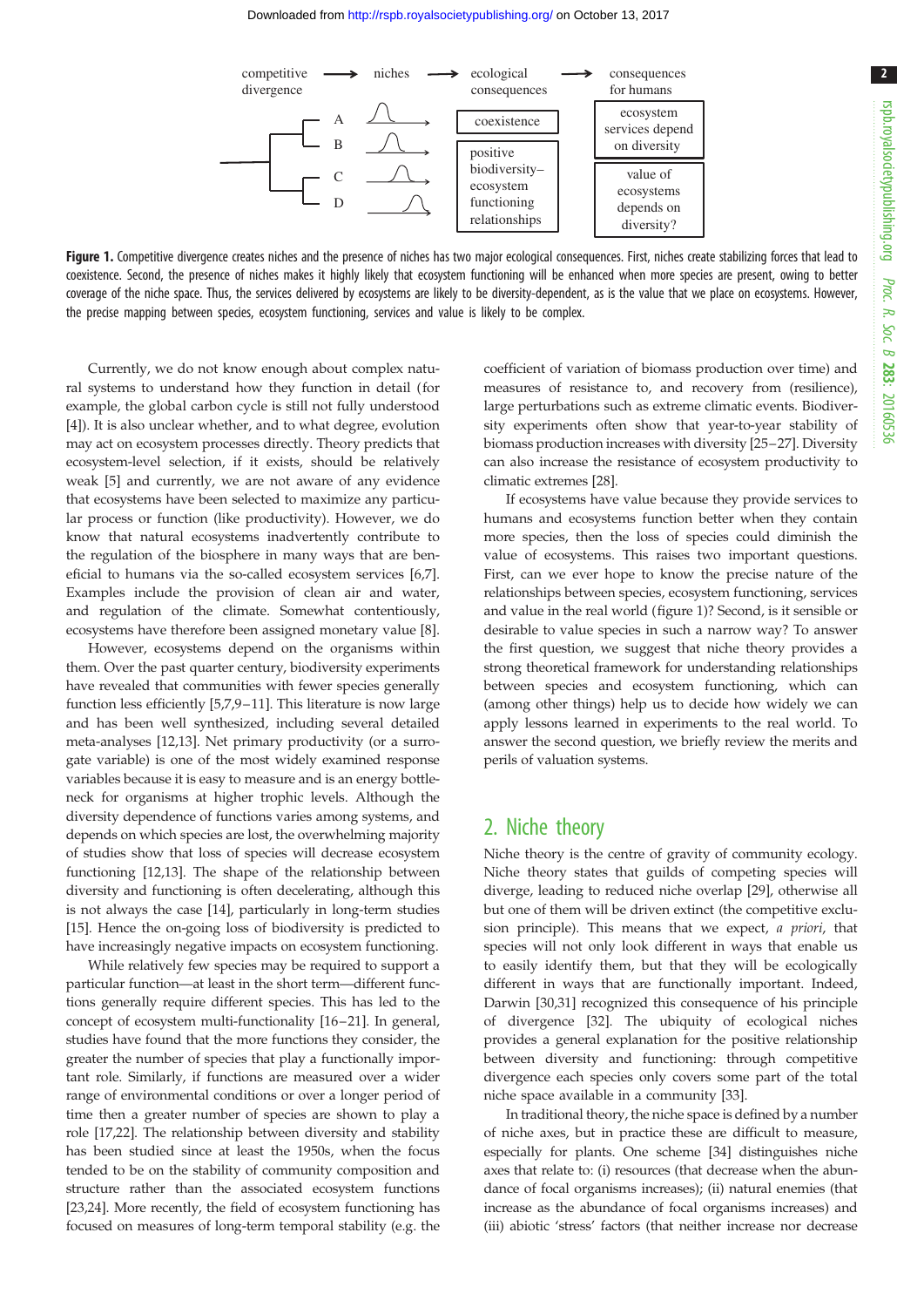competitive divergence → niches → ecological consequences → consequences for humans

| | | | |
|---|---|---|---|
| A | | coexistence | ecosystem services depend on diversity |
| B | | | |
| C | | positive biodiversity–ecosystem functioning relationships | value of ecosystems depends on diversity? |
| D | | | |

**Figure 1.** Competitive divergence creates niches and the presence of niches has two major ecological consequences. First, niches create stabilizing forces that lead to coexistence. Second, the presence of niches makes it highly likely that ecosystem functioning will be enhanced when more species are present, owing to better coverage of the niche space. Thus, the services delivered by ecosystems are likely to be diversity-dependent, as is the value that we place on ecosystems. However, the precise mapping between species, ecosystem functioning, services and value is likely to be complex.

Currently, we do not know enough about complex natural systems to understand how they function in detail (for example, the global carbon cycle is still not fully understood [4]). It is also unclear whether, and to what degree, evolution may act on ecosystem processes directly. Theory predicts that ecosystem-level selection, if it exists, should be relatively weak [5] and currently, we are not aware of any evidence that ecosystems have been selected to maximize any particular process or function (like productivity). However, we do know that natural ecosystems inadvertently contribute to the regulation of the biosphere in many ways that are beneficial to humans via the so-called ecosystem services [6,7]. Examples include the provision of clean air and water, and regulation of the climate. Somewhat contentiously, ecosystems have therefore been assigned monetary value [8].

However, ecosystems depend on the organisms within them. Over the past quarter century, biodiversity experiments have revealed that communities with fewer species generally function less efficiently [5,7,9–11]. This literature is now large and has been well synthesized, including several detailed meta-analyses [12,13]. Net primary productivity (or a surrogate variable) is one of the most widely examined response variables because it is easy to measure and is an energy bottleneck for organisms at higher trophic levels. Although the diversity dependence of functions varies among systems, and depends on which species are lost, the overwhelming majority of studies show that loss of species will decrease ecosystem functioning [12,13]. The shape of the relationship between diversity and functioning is often decelerating, although this is not always the case [14], particularly in long-term studies [15]. Hence the on-going loss of biodiversity is predicted to have increasingly negative impacts on ecosystem functioning.

While relatively few species may be required to support a particular function—at least in the short term—different functions generally require different species. This has led to the concept of ecosystem multi-functionality [16–21]. In general, studies have found that the more functions they consider, the greater the number of species that play a functionally important role. Similarly, if functions are measured over a wider range of environmental conditions or over a longer period of time then a greater number of species are shown to play a role [17,22]. The relationship between diversity and stability has been studied since at least the 1950s, when the focus tended to be on the stability of community composition and structure rather than the associated ecosystem functions [23,24]. More recently, the field of ecosystem functioning has focused on measures of long-term temporal stability (e.g. the coefficient of variation of biomass production over time) and measures of resistance to, and recovery from (resilience), large perturbations such as extreme climatic events. Biodiversity experiments often show that year-to-year stability of biomass production increases with diversity [25–27]. Diversity can also increase the resistance of ecosystem productivity to climatic extremes [28].

If ecosystems have value because they provide services to humans and ecosystems function better when they contain more species, then the loss of species could diminish the value of ecosystems. This raises two important questions. First, can we ever hope to know the precise nature of the relationships between species, ecosystem functioning, services and value in the real world (figure 1)? Second, is it sensible or desirable to value species in such a narrow way? To answer the first question, we suggest that niche theory provides a strong theoretical framework for understanding relationships between species and ecosystem functioning, which can (among other things) help us to decide how widely we can apply lessons learned in experiments to the real world. To answer the second question, we briefly review the merits and perils of valuation systems.

## 2. Niche theory

Niche theory is the centre of gravity of community ecology. Niche theory states that guilds of competing species will diverge, leading to reduced niche overlap [29], otherwise all but one of them will be driven extinct (the competitive exclusion principle). This means that we expect, *a priori*, that species will not only look different in ways that enable us to easily identify them, but that they will be ecologically different in ways that are functionally important. Indeed, Darwin [30,31] recognized this consequence of his principle of divergence [32]. The ubiquity of ecological niches provides a general explanation for the positive relationship between diversity and functioning: through competitive divergence each species only covers some part of the total niche space available in a community [33].

In traditional theory, the niche space is defined by a number of niche axes, but in practice these are difficult to measure, especially for plants. One scheme [34] distinguishes niche axes that relate to: (i) resources (that decrease when the abundance of focal organisms increases); (ii) natural enemies (that increase as the abundance of focal organisms increases) and (iii) abiotic 'stress' factors (that neither increase nor decrease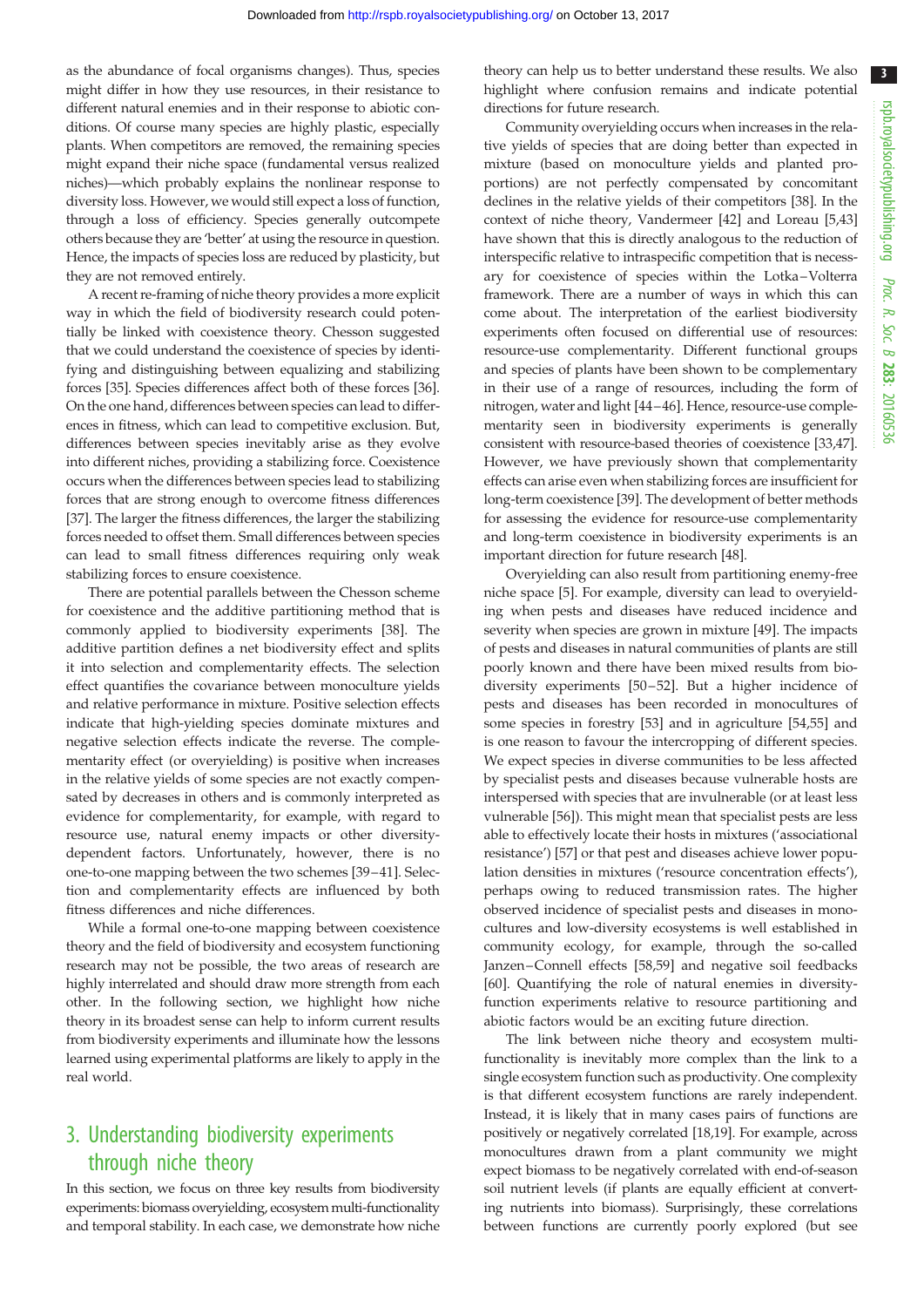as the abundance of focal organisms changes). Thus, species might differ in how they use resources, in their resistance to different natural enemies and in their response to abiotic conditions. Of course many species are highly plastic, especially plants. When competitors are removed, the remaining species might expand their niche space (fundamental versus realized niches)—which probably explains the nonlinear response to diversity loss. However, we would still expect a loss of function, through a loss of efficiency. Species generally outcompete others because they are 'better' at using the resource in question. Hence, the impacts of species loss are reduced by plasticity, but they are not removed entirely.

A recent re-framing of niche theory provides a more explicit way in which the field of biodiversity research could potentially be linked with coexistence theory. Chesson suggested that we could understand the coexistence of species by identifying and distinguishing between equalizing and stabilizing forces [35]. Species differences affect both of these forces [36]. On the one hand, differences between species can lead to differences in fitness, which can lead to competitive exclusion. But, differences between species inevitably arise as they evolve into different niches, providing a stabilizing force. Coexistence occurs when the differences between species lead to stabilizing forces that are strong enough to overcome fitness differences [37]. The larger the fitness differences, the larger the stabilizing forces needed to offset them. Small differences between species can lead to small fitness differences requiring only weak stabilizing forces to ensure coexistence.

There are potential parallels between the Chesson scheme for coexistence and the additive partitioning method that is commonly applied to biodiversity experiments [38]. The additive partition defines a net biodiversity effect and splits it into selection and complementarity effects. The selection effect quantifies the covariance between monoculture yields and relative performance in mixture. Positive selection effects indicate that high-yielding species dominate mixtures and negative selection effects indicate the reverse. The complementarity effect (or overyielding) is positive when increases in the relative yields of some species are not exactly compensated by decreases in others and is commonly interpreted as evidence for complementarity, for example, with regard to resource use, natural enemy impacts or other diversity-dependent factors. Unfortunately, however, there is no one-to-one mapping between the two schemes [39–41]. Selection and complementarity effects are influenced by both fitness differences and niche differences.

While a formal one-to-one mapping between coexistence theory and the field of biodiversity and ecosystem functioning research may not be possible, the two areas of research are highly interrelated and should draw more strength from each other. In the following section, we highlight how niche theory in its broadest sense can help to inform current results from biodiversity experiments and illuminate how the lessons learned using experimental platforms are likely to apply in the real world.

## 3. Understanding biodiversity experiments through niche theory

In this section, we focus on three key results from biodiversity experiments: biomass overyielding, ecosystem multi-functionality and temporal stability. In each case, we demonstrate how niche theory can help us to better understand these results. We also highlight where confusion remains and indicate potential directions for future research.

Community overyielding occurs when increases in the relative yields of species that are doing better than expected in mixture (based on monoculture yields and planted proportions) are not perfectly compensated by concomitant declines in the relative yields of their competitors [38]. In the context of niche theory, Vandermeer [42] and Loreau [5,43] have shown that this is directly analogous to the reduction of interspecific relative to intraspecific competition that is necessary for coexistence of species within the Lotka–Volterra framework. There are a number of ways in which this can come about. The interpretation of the earliest biodiversity experiments often focused on differential use of resources: resource-use complementarity. Different functional groups and species of plants have been shown to be complementary in their use of a range of resources, including the form of nitrogen, water and light [44–46]. Hence, resource-use complementarity seen in biodiversity experiments is generally consistent with resource-based theories of coexistence [33,47]. However, we have previously shown that complementarity effects can arise even when stabilizing forces are insufficient for long-term coexistence [39]. The development of better methods for assessing the evidence for resource-use complementarity and long-term coexistence in biodiversity experiments is an important direction for future research [48].

Overyielding can also result from partitioning enemy-free niche space [5]. For example, diversity can lead to overyielding when pests and diseases have reduced incidence and severity when species are grown in mixture [49]. The impacts of pests and diseases in natural communities of plants are still poorly known and there have been mixed results from biodiversity experiments [50–52]. But a higher incidence of pests and diseases has been recorded in monocultures of some species in forestry [53] and in agriculture [54,55] and is one reason to favour the intercropping of different species. We expect species in diverse communities to be less affected by specialist pests and diseases because vulnerable hosts are interspersed with species that are invulnerable (or at least less vulnerable [56]). This might mean that specialist pests are less able to effectively locate their hosts in mixtures ('associational resistance') [57] or that pest and diseases achieve lower population densities in mixtures ('resource concentration effects'), perhaps owing to reduced transmission rates. The higher observed incidence of specialist pests and diseases in monocultures and low-diversity ecosystems is well established in community ecology, for example, through the so-called Janzen–Connell effects [58,59] and negative soil feedbacks [60]. Quantifying the role of natural enemies in diversity-function experiments relative to resource partitioning and abiotic factors would be an exciting future direction.

The link between niche theory and ecosystem multi-functionality is inevitably more complex than the link to a single ecosystem function such as productivity. One complexity is that different ecosystem functions are rarely independent. Instead, it is likely that in many cases pairs of functions are positively or negatively correlated [18,19]. For example, across monocultures drawn from a plant community we might expect biomass to be negatively correlated with end-of-season soil nutrient levels (if plants are equally efficient at converting nutrients into biomass). Surprisingly, these correlations between functions are currently poorly explored (but see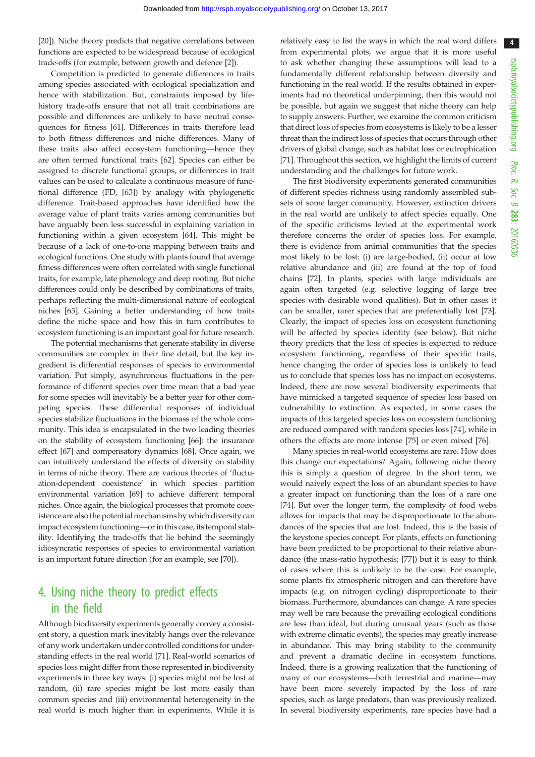[20]). Niche theory predicts that negative correlations between functions are expected to be widespread because of ecological trade-offs (for example, between growth and defence [2]).

Competition is predicted to generate differences in traits among species associated with ecological specialization and hence with stabilization. But, constraints imposed by life-history trade-offs ensure that not all trait combinations are possible and differences are unlikely to have neutral consequences for fitness [61]. Differences in traits therefore lead to both fitness differences and niche differences. Many of these traits also affect ecosystem functioning—hence they are often termed functional traits [62]. Species can either be assigned to discrete functional groups, or differences in trait values can be used to calculate a continuous measure of functional difference (FD, [63]) by analogy with phylogenetic difference. Trait-based approaches have identified how the average value of plant traits varies among communities but have arguably been less successful in explaining variation in functioning within a given ecosystem [64]. This might be because of a lack of one-to-one mapping between traits and ecological functions. One study with plants found that average fitness differences were often correlated with single functional traits, for example, late phenology and deep rooting. But niche differences could only be described by combinations of traits, perhaps reflecting the multi-dimensional nature of ecological niches [65]. Gaining a better understanding of how traits define the niche space and how this in turn contributes to ecosystem functioning is an important goal for future research.

The potential mechanisms that generate stability in diverse communities are complex in their fine detail, but the key ingredient is differential responses of species to environmental variation. Put simply, asynchronous fluctuations in the performance of different species over time mean that a bad year for some species will inevitably be a better year for other competing species. These differential responses of individual species stabilize fluctuations in the biomass of the whole community. This idea is encapsulated in the two leading theories on the stability of ecosystem functioning [66]: the insurance effect [67] and compensatory dynamics [68]. Once again, we can intuitively understand the effects of diversity on stability in terms of niche theory. There are various theories of 'fluctuation-dependent coexistence' in which species partition environmental variation [69] to achieve different temporal niches. Once again, the biological processes that promote coexistence are also the potential mechanisms by which diversity can impact ecosystem functioning—or in this case, its temporal stability. Identifying the trade-offs that lie behind the seemingly idiosyncratic responses of species to environmental variation is an important future direction (for an example, see [70]).

## 4. Using niche theory to predict effects in the field

Although biodiversity experiments generally convey a consistent story, a question mark inevitably hangs over the relevance of any work undertaken under controlled conditions for understanding effects in the real world [71]. Real-world scenarios of species loss might differ from those represented in biodiversity experiments in three key ways: (i) species might not be lost at random, (ii) rare species might be lost more easily than common species and (iii) environmental heterogeneity in the real world is much higher than in experiments. While it is relatively easy to list the ways in which the real word differs from experimental plots, we argue that it is more useful to ask whether changing these assumptions will lead to a fundamentally different relationship between diversity and functioning in the real world. If the results obtained in experiments had no theoretical underpinning, then this would not be possible, but again we suggest that niche theory can help to supply answers. Further, we examine the common criticism that direct loss of species from ecosystems is likely to be a lesser threat than the indirect loss of species that occurs through other drivers of global change, such as habitat loss or eutrophication [71]. Throughout this section, we highlight the limits of current understanding and the challenges for future work.

The first biodiversity experiments generated communities of different species richness using randomly assembled subsets of some larger community. However, extinction drivers in the real world are unlikely to affect species equally. One of the specific criticisms levied at the experimental work therefore concerns the order of species loss. For example, there is evidence from animal communities that the species most likely to be lost: (i) are large-bodied, (ii) occur at low relative abundance and (iii) are found at the top of food chains [72]. In plants, species with large individuals are again often targeted (e.g. selective logging of large tree species with desirable wood qualities). But in other cases it can be smaller, rarer species that are preferentially lost [73]. Clearly, the impact of species loss on ecosystem functioning will be affected by species identity (see below). But niche theory predicts that the loss of species is expected to reduce ecosystem functioning, regardless of their specific traits, hence changing the order of species loss is unlikely to lead us to conclude that species loss has no impact on ecosystems. Indeed, there are now several biodiversity experiments that have mimicked a targeted sequence of species loss based on vulnerability to extinction. As expected, in some cases the impacts of this targeted species loss on ecosystem functioning are reduced compared with random species loss [74], while in others the effects are more intense [75] or even mixed [76].

Many species in real-world ecosystems are rare. How does this change our expectations? Again, following niche theory this is simply a question of degree. In the short term, we would naively expect the loss of an abundant species to have a greater impact on functioning than the loss of a rare one [74]. But over the longer term, the complexity of food webs allows for impacts that may be disproportionate to the abundances of the species that are lost. Indeed, this is the basis of the keystone species concept. For plants, effects on functioning have been predicted to be proportional to their relative abundance (the mass-ratio hypothesis; [77]) but it is easy to think of cases where this is unlikely to be the case. For example, some plants fix atmospheric nitrogen and can therefore have impacts (e.g. on nitrogen cycling) disproportionate to their biomass. Furthermore, abundances can change. A rare species may well be rare because the prevailing ecological conditions are less than ideal, but during unusual years (such as those with extreme climatic events), the species may greatly increase in abundance. This may bring stability to the community and prevent a dramatic decline in ecosystem functions. Indeed, there is a growing realization that the functioning of many of our ecosystems—both terrestrial and marine—may have been more severely impacted by the loss of rare species, such as large predators, than was previously realized. In several biodiversity experiments, rare species have had a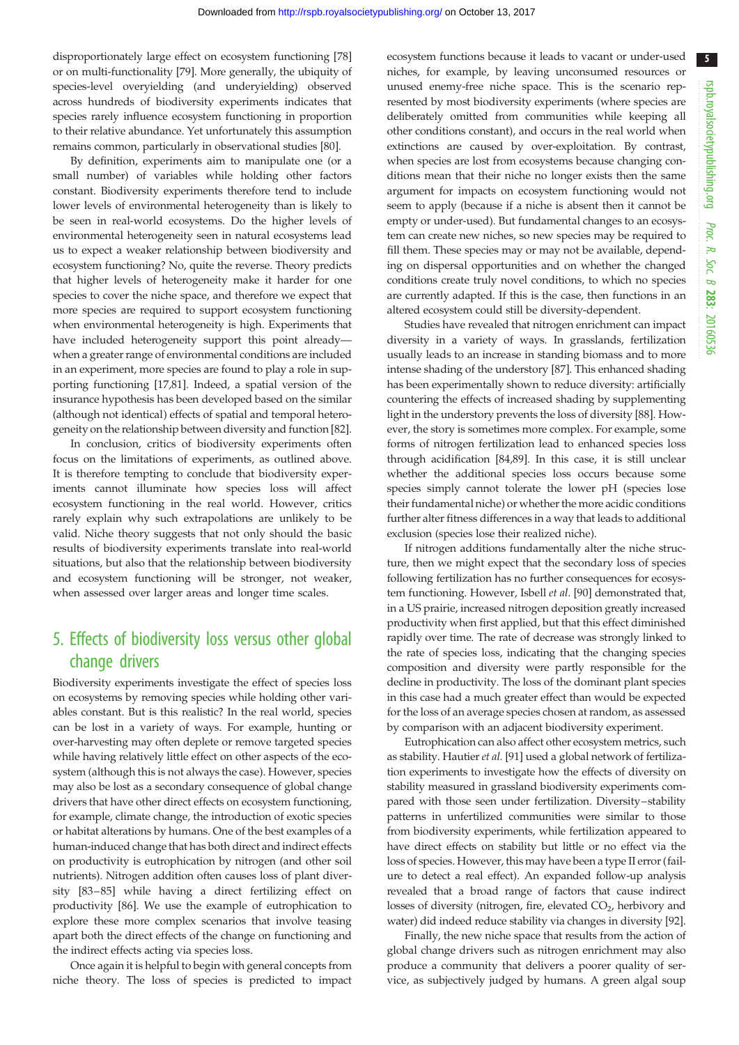disproportionately large effect on ecosystem functioning [78] or on multi-functionality [79]. More generally, the ubiquity of species-level overyielding (and underyielding) observed across hundreds of biodiversity experiments indicates that species rarely influence ecosystem functioning in proportion to their relative abundance. Yet unfortunately this assumption remains common, particularly in observational studies [80].

By definition, experiments aim to manipulate one (or a small number) of variables while holding other factors constant. Biodiversity experiments therefore tend to include lower levels of environmental heterogeneity than is likely to be seen in real-world ecosystems. Do the higher levels of environmental heterogeneity seen in natural ecosystems lead us to expect a weaker relationship between biodiversity and ecosystem functioning? No, quite the reverse. Theory predicts that higher levels of heterogeneity make it harder for one species to cover the niche space, and therefore we expect that more species are required to support ecosystem functioning when environmental heterogeneity is high. Experiments that have included heterogeneity support this point already—when a greater range of environmental conditions are included in an experiment, more species are found to play a role in supporting functioning [17,81]. Indeed, a spatial version of the insurance hypothesis has been developed based on the similar (although not identical) effects of spatial and temporal heterogeneity on the relationship between diversity and function [82].

In conclusion, critics of biodiversity experiments often focus on the limitations of experiments, as outlined above. It is therefore tempting to conclude that biodiversity experiments cannot illuminate how species loss will affect ecosystem functioning in the real world. However, critics rarely explain why such extrapolations are unlikely to be valid. Niche theory suggests that not only should the basic results of biodiversity experiments translate into real-world situations, but also that the relationship between biodiversity and ecosystem functioning will be stronger, not weaker, when assessed over larger areas and longer time scales.

## 5. Effects of biodiversity loss versus other global change drivers

Biodiversity experiments investigate the effect of species loss on ecosystems by removing species while holding other variables constant. But is this realistic? In the real world, species can be lost in a variety of ways. For example, hunting or over-harvesting may often deplete or remove targeted species while having relatively little effect on other aspects of the ecosystem (although this is not always the case). However, species may also be lost as a secondary consequence of global change drivers that have other direct effects on ecosystem functioning, for example, climate change, the introduction of exotic species or habitat alterations by humans. One of the best examples of a human-induced change that has both direct and indirect effects on productivity is eutrophication by nitrogen (and other soil nutrients). Nitrogen addition often causes loss of plant diversity [83–85] while having a direct fertilizing effect on productivity [86]. We use the example of eutrophication to explore these more complex scenarios that involve teasing apart both the direct effects of the change on functioning and the indirect effects acting via species loss.

Once again it is helpful to begin with general concepts from niche theory. The loss of species is predicted to impact ecosystem functions because it leads to vacant or under-used niches, for example, by leaving unconsumed resources or unused enemy-free niche space. This is the scenario represented by most biodiversity experiments (where species are deliberately omitted from communities while keeping all other conditions constant), and occurs in the real world when extinctions are caused by over-exploitation. By contrast, when species are lost from ecosystems because changing conditions mean that their niche no longer exists then the same argument for impacts on ecosystem functioning would not seem to apply (because if a niche is absent then it cannot be empty or under-used). But fundamental changes to an ecosystem can create new niches, so new species may be required to fill them. These species may or may not be available, depending on dispersal opportunities and on whether the changed conditions create truly novel conditions, to which no species are currently adapted. If this is the case, then functions in an altered ecosystem could still be diversity-dependent.

Studies have revealed that nitrogen enrichment can impact diversity in a variety of ways. In grasslands, fertilization usually leads to an increase in standing biomass and to more intense shading of the understory [87]. This enhanced shading has been experimentally shown to reduce diversity: artificially countering the effects of increased shading by supplementing light in the understory prevents the loss of diversity [88]. However, the story is sometimes more complex. For example, some forms of nitrogen fertilization lead to enhanced species loss through acidification [84,89]. In this case, it is still unclear whether the additional species loss occurs because some species simply cannot tolerate the lower pH (species lose their fundamental niche) or whether the more acidic conditions further alter fitness differences in a way that leads to additional exclusion (species lose their realized niche).

If nitrogen additions fundamentally alter the niche structure, then we might expect that the secondary loss of species following fertilization has no further consequences for ecosystem functioning. However, Isbell *et al.* [90] demonstrated that, in a US prairie, increased nitrogen deposition greatly increased productivity when first applied, but that this effect diminished rapidly over time. The rate of decrease was strongly linked to the rate of species loss, indicating that the changing species composition and diversity were partly responsible for the decline in productivity. The loss of the dominant plant species in this case had a much greater effect than would be expected for the loss of an average species chosen at random, as assessed by comparison with an adjacent biodiversity experiment.

Eutrophication can also affect other ecosystem metrics, such as stability. Hautier *et al.* [91] used a global network of fertilization experiments to investigate how the effects of diversity on stability measured in grassland biodiversity experiments compared with those seen under fertilization. Diversity–stability patterns in unfertilized communities were similar to those from biodiversity experiments, while fertilization appeared to have direct effects on stability but little or no effect via the loss of species. However, this may have been a type II error (failure to detect a real effect). An expanded follow-up analysis revealed that a broad range of factors that cause indirect losses of diversity (nitrogen, fire, elevated $CO_2$, herbivory and water) did indeed reduce stability via changes in diversity [92].

Finally, the new niche space that results from the action of global change drivers such as nitrogen enrichment may also produce a community that delivers a poorer quality of service, as subjectively judged by humans. A green algal soup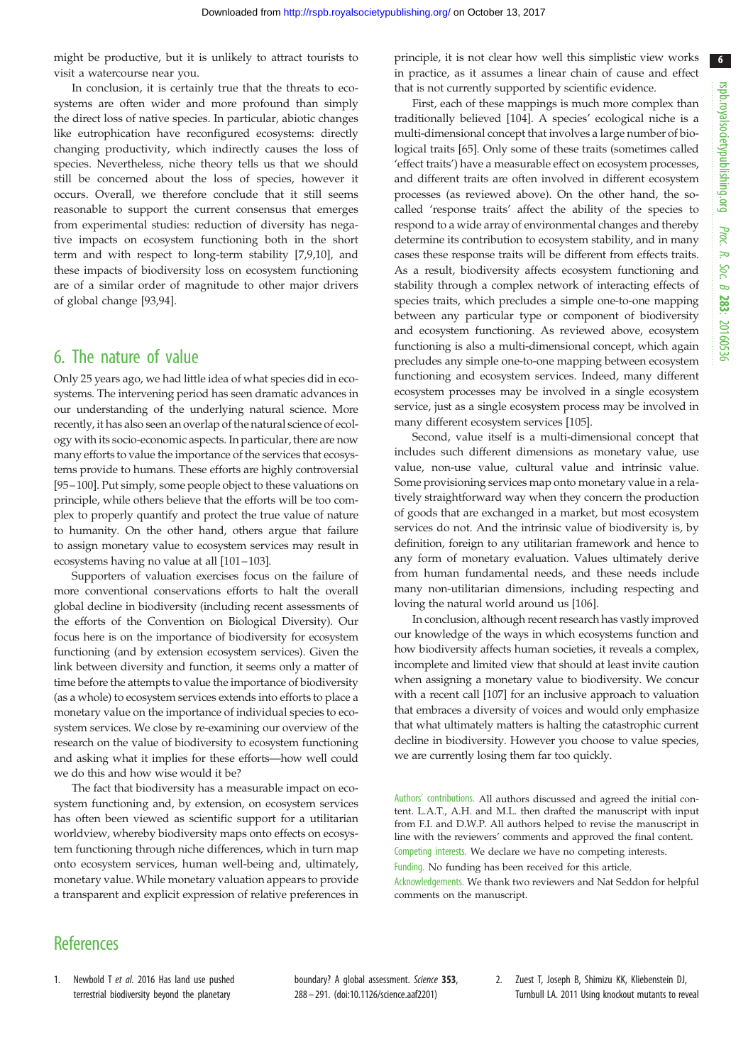might be productive, but it is unlikely to attract tourists to visit a watercourse near you.

In conclusion, it is certainly true that the threats to ecosystems are often wider and more profound than simply the direct loss of native species. In particular, abiotic changes like eutrophication have reconfigured ecosystems: directly changing productivity, which indirectly causes the loss of species. Nevertheless, niche theory tells us that we should still be concerned about the loss of species, however it occurs. Overall, we therefore conclude that it still seems reasonable to support the current consensus that emerges from experimental studies: reduction of diversity has negative impacts on ecosystem functioning both in the short term and with respect to long-term stability [7,9,10], and these impacts of biodiversity loss on ecosystem functioning are of a similar order of magnitude to other major drivers of global change [93,94].

## 6. The nature of value

Only 25 years ago, we had little idea of what species did in ecosystems. The intervening period has seen dramatic advances in our understanding of the underlying natural science. More recently, it has also seen an overlap of the natural science of ecology with its socio-economic aspects. In particular, there are now many efforts to value the importance of the services that ecosystems provide to humans. These efforts are highly controversial [95–100]. Put simply, some people object to these valuations on principle, while others believe that the efforts will be too complex to properly quantify and protect the true value of nature to humanity. On the other hand, others argue that failure to assign monetary value to ecosystem services may result in ecosystems having no value at all [101–103].

Supporters of valuation exercises focus on the failure of more conventional conservations efforts to halt the overall global decline in biodiversity (including recent assessments of the efforts of the Convention on Biological Diversity). Our focus here is on the importance of biodiversity for ecosystem functioning (and by extension ecosystem services). Given the link between diversity and function, it seems only a matter of time before the attempts to value the importance of biodiversity (as a whole) to ecosystem services extends into efforts to place a monetary value on the importance of individual species to ecosystem services. We close by re-examining our overview of the research on the value of biodiversity to ecosystem functioning and asking what it implies for these efforts—how well could we do this and how wise would it be?

The fact that biodiversity has a measurable impact on ecosystem functioning and, by extension, on ecosystem services has often been viewed as scientific support for a utilitarian worldview, whereby biodiversity maps onto effects on ecosystem functioning through niche differences, which in turn map onto ecosystem services, human well-being and, ultimately, monetary value. While monetary valuation appears to provide a transparent and explicit expression of relative preferences in principle, it is not clear how well this simplistic view works in practice, as it assumes a linear chain of cause and effect that is not currently supported by scientific evidence.

First, each of these mappings is much more complex than traditionally believed [104]. A species' ecological niche is a multi-dimensional concept that involves a large number of biological traits [65]. Only some of these traits (sometimes called 'effect traits') have a measurable effect on ecosystem processes, and different traits are often involved in different ecosystem processes (as reviewed above). On the other hand, the so-called 'response traits' affect the ability of the species to respond to a wide array of environmental changes and thereby determine its contribution to ecosystem stability, and in many cases these response traits will be different from effects traits. As a result, biodiversity affects ecosystem functioning and stability through a complex network of interacting effects of species traits, which precludes a simple one-to-one mapping between any particular type or component of biodiversity and ecosystem functioning. As reviewed above, ecosystem functioning is also a multi-dimensional concept, which again precludes any simple one-to-one mapping between ecosystem functioning and ecosystem services. Indeed, many different ecosystem processes may be involved in a single ecosystem service, just as a single ecosystem process may be involved in many different ecosystem services [105].

Second, value itself is a multi-dimensional concept that includes such different dimensions as monetary value, use value, non-use value, cultural value and intrinsic value. Some provisioning services map onto monetary value in a relatively straightforward way when they concern the production of goods that are exchanged in a market, but most ecosystem services do not. And the intrinsic value of biodiversity is, by definition, foreign to any utilitarian framework and hence to any form of monetary evaluation. Values ultimately derive from human fundamental needs, and these needs include many non-utilitarian dimensions, including respecting and loving the natural world around us [106].

In conclusion, although recent research has vastly improved our knowledge of the ways in which ecosystems function and how biodiversity affects human societies, it reveals a complex, incomplete and limited view that should at least invite caution when assigning a monetary value to biodiversity. We concur with a recent call [107] for an inclusive approach to valuation that embraces a diversity of voices and would only emphasize that what ultimately matters is halting the catastrophic current decline in biodiversity. However you choose to value species, we are currently losing them far too quickly.

Authors' contributions. All authors discussed and agreed the initial content. L.A.T., A.H. and M.L. then drafted the manuscript with input from F.I. and D.W.P. All authors helped to revise the manuscript in line with the reviewers' comments and approved the final content.

Competing interests. We declare we have no competing interests.

Funding. No funding has been received for this article.

Acknowledgements. We thank two reviewers and Nat Seddon for helpful comments on the manuscript.

## References

1. Newbold T *et al.* 2016 Has land use pushed terrestrial biodiversity beyond the planetary boundary? A global assessment. *Science* **353**, 288–291. (doi:10.1126/science.aaf2201)
2. Zuest T, Joseph B, Shimizu KK, Kliebenstein DJ, Turnbull LA. 2011 Using knockout mutants to reveal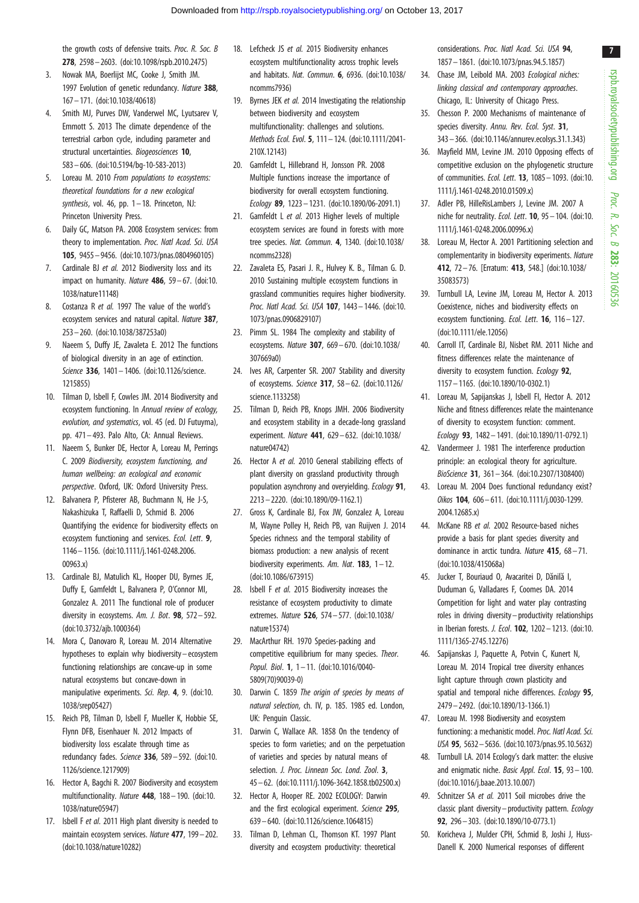the growth costs of defensive traits. *Proc. R. Soc. B* **278**, 2598–2603. (doi:10.1098/rspb.2010.2475)

3. Nowak MA, Boerlijst MC, Cooke J, Smith JM. 1997 Evolution of genetic redundancy. *Nature* **388**, 167–171. (doi:10.1038/40618)
4. Smith MJ, Purves DW, Vanderwel MC, Lyutsarev V, Emmott S. 2013 The climate dependence of the terrestrial carbon cycle, including parameter and structural uncertainties. *Biogeosciences* **10**, 583–606. (doi:10.5194/bg-10-583-2013)
5. Loreau M. 2010 *From populations to ecosystems: theoretical foundations for a new ecological synthesis*, vol. 46, pp. 1–18. Princeton, NJ: Princeton University Press.
6. Daily GC, Matson PA. 2008 Ecosystem services: from theory to implementation. *Proc. Natl Acad. Sci. USA* **105**, 9455–9456. (doi:10.1073/pnas.0804960105)
7. Cardinale BJ *et al.* 2012 Biodiversity loss and its impact on humanity. *Nature* **486**, 59–67. (doi:10.1038/nature11148)
8. Costanza R *et al.* 1997 The value of the world's ecosystem services and natural capital. *Nature* **387**, 253–260. (doi:10.1038/387253a0)
9. Naeem S, Duffy JE, Zavaleta E. 2012 The functions of biological diversity in an age of extinction. *Science* **336**, 1401–1406. (doi:10.1126/science.1215855)
10. Tilman D, Isbell F, Cowles JM. 2014 Biodiversity and ecosystem functioning. In *Annual review of ecology, evolution, and systematics*, vol. 45 (ed. DJ Futuyma), pp. 471–493. Palo Alto, CA: Annual Reviews.
11. Naeem S, Bunker DE, Hector A, Loreau M, Perrings C. 2009 *Biodiversity, ecosystem functioning, and human wellbeing: an ecological and economic perspective*. Oxford, UK: Oxford University Press.
12. Balvanera P, Pfisterer AB, Buchmann N, He J-S, Nakashizuka T, Raffaelli D, Schmid B. 2006 Quantifying the evidence for biodiversity effects on ecosystem functioning and services. *Ecol. Lett.* **9**, 1146–1156. (doi:10.1111/j.1461-0248.2006.00963.x)
13. Cardinale BJ, Matulich KL, Hooper DU, Byrnes JE, Duffy E, Gamfeldt L, Balvanera P, O'Connor MI, Gonzalez A. 2011 The functional role of producer diversity in ecosystems. *Am. J. Bot.* **98**, 572–592. (doi:10.3732/ajb.1000364)
14. Mora C, Danovaro R, Loreau M. 2014 Alternative hypotheses to explain why biodiversity–ecosystem functioning relationships are concave-up in some natural ecosystems but concave-down in manipulative experiments. *Sci. Rep.* **4**, 9. (doi:10.1038/srep05427)
15. Reich PB, Tilman D, Isbell F, Mueller K, Hobbie SE, Flynn DFB, Eisenhauer N. 2012 Impacts of biodiversity loss escalate through time as redundancy fades. *Science* **336**, 589–592. (doi:10.1126/science.1217909)
16. Hector A, Bagchi R. 2007 Biodiversity and ecosystem multifunctionality. *Nature* **448**, 188–190. (doi:10.1038/nature05947)
17. Isbell F *et al.* 2011 High plant diversity is needed to maintain ecosystem services. *Nature* **477**, 199–202. (doi:10.1038/nature10282)
18. Lefcheck JS *et al.* 2015 Biodiversity enhances ecosystem multifunctionality across trophic levels and habitats. *Nat. Commun.* **6**, 6936. (doi:10.1038/ncomms7936)
19. Byrnes JEK *et al.* 2014 Investigating the relationship between biodiversity and ecosystem multifunctionality: challenges and solutions. *Methods Ecol. Evol.* **5**, 111–124. (doi:10.1111/2041-210X.12143)
20. Gamfeldt L, Hillebrand H, Jonsson PR. 2008 Multiple functions increase the importance of biodiversity for overall ecosystem functioning. *Ecology* **89**, 1223–1231. (doi:10.1890/06-2091.1)
21. Gamfeldt L *et al.* 2013 Higher levels of multiple ecosystem services are found in forests with more tree species. *Nat. Commun.* **4**, 1340. (doi:10.1038/ncomms2328)
22. Zavaleta ES, Pasari J. R., Hulvey K. B., Tilman G. D. 2010 Sustaining multiple ecosystem functions in grassland communities requires higher biodiversity. *Proc. Natl Acad. Sci. USA* **107**, 1443–1446. (doi:10.1073/pnas.0906829107)
23. Pimm SL. 1984 The complexity and stability of ecosystems. *Nature* **307**, 669–670. (doi:10.1038/307669a0)
24. Ives AR, Carpenter SR. 2007 Stability and diversity of ecosystems. *Science* **317**, 58–62. (doi:10.1126/science.1133258)
25. Tilman D, Reich PB, Knops JMH. 2006 Biodiversity and ecosystem stability in a decade-long grassland experiment. *Nature* **441**, 629–632. (doi:10.1038/nature04742)
26. Hector A *et al.* 2010 General stabilizing effects of plant diversity on grassland productivity through population asynchrony and overyielding. *Ecology* **91**, 2213–2220. (doi:10.1890/09-1162.1)
27. Gross K, Cardinale BJ, Fox JW, Gonzalez A, Loreau M, Wayne Polley H, Reich PB, van Ruijven J. 2014 Species richness and the temporal stability of biomass production: a new analysis of recent biodiversity experiments. *Am. Nat.* **183**, 1–12. (doi:10.1086/673915)
28. Isbell F *et al.* 2015 Biodiversity increases the resistance of ecosystem productivity to climate extremes. *Nature* **526**, 574–577. (doi:10.1038/nature15374)
29. MacArthur RH. 1970 Species-packing and competitive equilibrium for many species. *Theor. Popul. Biol.* **1**, 1–11. (doi:10.1016/0040-5809(70)90039-0)
30. Darwin C. 1859 *The origin of species by means of natural selection*, ch. IV, p. 185. 1985 ed. London, UK: Penguin Classic.
31. Darwin C, Wallace AR. 1858 On the tendency of species to form varieties; and on the perpetuation of varieties and species by natural means of selection. *J. Proc. Linnean Soc. Lond. Zool.* **3**, 45–62. (doi:10.1111/j.1096-3642.1858.tb02500.x)
32. Hector A, Hooper RE. 2002 ECOLOGY: Darwin and the first ecological experiment. *Science* **295**, 639–640. (doi:10.1126/science.1064815)
33. Tilman D, Lehman CL, Thomson KT. 1997 Plant diversity and ecosystem productivity: theoretical considerations. *Proc. Natl Acad. Sci. USA* **94**, 1857–1861. (doi:10.1073/pnas.94.5.1857)
34. Chase JM, Leibold MA. 2003 *Ecological niches: linking classical and contemporary approaches*. Chicago, IL: University of Chicago Press.
35. Chesson P. 2000 Mechanisms of maintenance of species diversity. *Annu. Rev. Ecol. Syst.* **31**, 343–366. (doi:10.1146/annurev.ecolsys.31.1.343)
36. Mayfield MM, Levine JM. 2010 Opposing effects of competitive exclusion on the phylogenetic structure of communities. *Ecol. Lett.* **13**, 1085–1093. (doi:10.1111/j.1461-0248.2010.01509.x)
37. Adler PB, HilleRisLambers J, Levine JM. 2007 A niche for neutrality. *Ecol. Lett.* **10**, 95–104. (doi:10.1111/j.1461-0248.2006.00996.x)
38. Loreau M, Hector A. 2001 Partitioning selection and complementarity in biodiversity experiments. *Nature* **412**, 72–76. [Erratum: **413**, 548.] (doi:10.1038/35083573)
39. Turnbull LA, Levine JM, Loreau M, Hector A. 2013 Coexistence, niches and biodiversity effects on ecosystem functioning. *Ecol. Lett.* **16**, 116–127. (doi:10.1111/ele.12056)
40. Carroll IT, Cardinale BJ, Nisbet RM. 2011 Niche and fitness differences relate the maintenance of diversity to ecosystem function. *Ecology* **92**, 1157–1165. (doi:10.1890/10-0302.1)
41. Loreau M, Sapijanskas J, Isbell F, Hector A. 2012 Niche and fitness differences relate the maintenance of diversity to ecosystem function: comment. *Ecology* **93**, 1482–1491. (doi:10.1890/11-0792.1)
42. Vandermeer J. 1981 The interference production principle: an ecological theory for agriculture. *BioScience* **31**, 361–364. (doi:10.2307/1308400)
43. Loreau M. 2004 Does functional redundancy exist? *Oikos* **104**, 606–611. (doi:10.1111/j.0030-1299.2004.12685.x)
44. McKane RB *et al.* 2002 Resource-based niches provide a basis for plant species diversity and dominance in arctic tundra. *Nature* **415**, 68–71. (doi:10.1038/415068a)
45. Jucker T, Bouriaud O, Avacaritei D, Dănilă I, Duduman G, Valladares F, Coomes DA. 2014 Competition for light and water play contrasting roles in driving diversity–productivity relationships in Iberian forests. *J. Ecol.* **102**, 1202–1213. (doi:10.1111/1365-2745.12276)
46. Sapijanskas J, Paquette A, Potvin C, Kunert N, Loreau M. 2014 Tropical tree diversity enhances light capture through crown plasticity and spatial and temporal niche differences. *Ecology* **95**, 2479–2492. (doi:10.1890/13-1366.1)
47. Loreau M. 1998 Biodiversity and ecosystem functioning: a mechanistic model. *Proc. Natl Acad. Sci. USA* **95**, 5632–5636. (doi:10.1073/pnas.95.10.5632)
48. Turnbull LA. 2014 Ecology's dark matter: the elusive and enigmatic niche. *Basic Appl. Ecol.* **15**, 93–100. (doi:10.1016/j.baae.2013.10.007)
49. Schnitzer SA *et al.* 2011 Soil microbes drive the classic plant diversity–productivity pattern. *Ecology* **92**, 296–303. (doi:10.1890/10-0773.1)
50. Koricheva J, Mulder CPH, Schmid B, Joshi J, Huss-Danell K. 2000 Numerical responses of different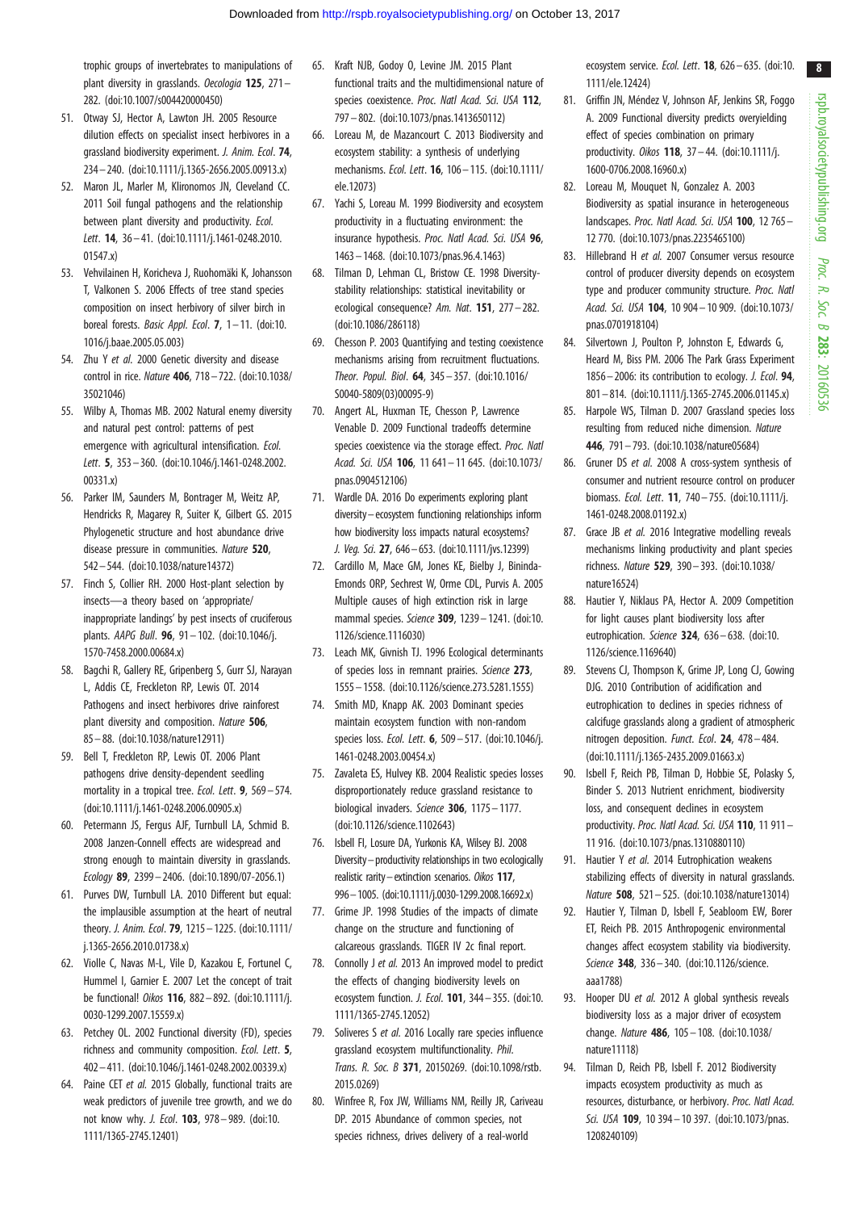trophic groups of invertebrates to manipulations of plant diversity in grasslands. *Oecologia* **125**, 271–282. (doi:10.1007/s004420000450)

51. Otway SJ, Hector A, Lawton JH. 2005 Resource dilution effects on specialist insect herbivores in a grassland biodiversity experiment. *J. Anim. Ecol*. **74**, 234–240. (doi:10.1111/j.1365-2656.2005.00913.x)
52. Maron JL, Marler M, Klironomos JN, Cleveland CC. 2011 Soil fungal pathogens and the relationship between plant diversity and productivity. *Ecol. Lett*. **14**, 36–41. (doi:10.1111/j.1461-0248.2010.01547.x)
53. Vehviläinen H, Koricheva J, Ruohomäki K, Johansson T, Valkonen S. 2006 Effects of tree stand species composition on insect herbivory of silver birch in boreal forests. *Basic Appl. Ecol*. **7**, 1–11. (doi:10.1016/j.baae.2005.05.003)
54. Zhu Y *et al*. 2000 Genetic diversity and disease control in rice. *Nature* **406**, 718–722. (doi:10.1038/35021046)
55. Wilby A, Thomas MB. 2002 Natural enemy diversity and natural pest control: patterns of pest emergence with agricultural intensification. *Ecol. Lett*. **5**, 353–360. (doi:10.1046/j.1461-0248.2002.00331.x)
56. Parker IM, Saunders M, Bontrager M, Weitz AP, Hendricks R, Magarey R, Suiter K, Gilbert GS. 2015 Phylogenetic structure and host abundance drive disease pressure in communities. *Nature* **520**, 542–544. (doi:10.1038/nature14372)
57. Finch S, Collier RH. 2000 Host-plant selection by insects—a theory based on 'appropriate/inappropriate landings' by pest insects of cruciferous plants. *AAPG Bull*. **96**, 91–102. (doi:10.1046/j.1570-7458.2000.00684.x)
58. Bagchi R, Gallery RE, Gripenberg S, Gurr SJ, Narayan L, Addis CE, Freckleton RP, Lewis OT. 2014 Pathogens and insect herbivores drive rainforest plant diversity and composition. *Nature* **506**, 85–88. (doi:10.1038/nature12911)
59. Bell T, Freckleton RP, Lewis OT. 2006 Plant pathogens drive density-dependent seedling mortality in a tropical tree. *Ecol. Lett*. **9**, 569–574. (doi:10.1111/j.1461-0248.2006.00905.x)
60. Petermann JS, Fergus AJF, Turnbull LA, Schmid B. 2008 Janzen-Connell effects are widespread and strong enough to maintain diversity in grasslands. *Ecology* **89**, 2399–2406. (doi:10.1890/07-2056.1)
61. Purves DW, Turnbull LA. 2010 Different but equal: the implausible assumption at the heart of neutral theory. *J. Anim. Ecol*. **79**, 1215–1225. (doi:10.1111/j.1365-2656.2010.01738.x)
62. Violle C, Navas M-L, Vile D, Kazakou E, Fortunel C, Hummel I, Garnier E. 2007 Let the concept of trait be functional! *Oikos* **116**, 882–892. (doi:10.1111/j.0030-1299.2007.15559.x)
63. Petchey OL. 2002 Functional diversity (FD), species richness and community composition. *Ecol. Lett*. **5**, 402–411. (doi:10.1046/j.1461-0248.2002.00339.x)
64. Paine CET *et al*. 2015 Globally, functional traits are weak predictors of juvenile tree growth, and we do not know why. *J. Ecol*. **103**, 978–989. (doi:10.1111/1365-2745.12401)
65. Kraft NJB, Godoy O, Levine JM. 2015 Plant functional traits and the multidimensional nature of species coexistence. *Proc. Natl Acad. Sci. USA* **112**, 797–802. (doi:10.1073/pnas.1413650112)
66. Loreau M, de Mazancourt C. 2013 Biodiversity and ecosystem stability: a synthesis of underlying mechanisms. *Ecol. Lett*. **16**, 106–115. (doi:10.1111/ele.12073)
67. Yachi S, Loreau M. 1999 Biodiversity and ecosystem productivity in a fluctuating environment: the insurance hypothesis. *Proc. Natl Acad. Sci. USA* **96**, 1463–1468. (doi:10.1073/pnas.96.4.1463)
68. Tilman D, Lehman CL, Bristow CE. 1998 Diversity-stability relationships: statistical inevitability or ecological consequence? *Am. Nat*. **151**, 277–282. (doi:10.1086/286118)
69. Chesson P. 2003 Quantifying and testing coexistence mechanisms arising from recruitment fluctuations. *Theor. Popul. Biol*. **64**, 345–357. (doi:10.1016/S0040-5809(03)00095-9)
70. Angert AL, Huxman TE, Chesson P, Lawrence Venable D. 2009 Functional tradeoffs determine species coexistence via the storage effect. *Proc. Natl Acad. Sci. USA* **106**, 11 641–11 645. (doi:10.1073/pnas.0904512106)
71. Wardle DA. 2016 Do experiments exploring plant diversity–ecosystem functioning relationships inform how biodiversity loss impacts natural ecosystems? *J. Veg. Sci*. **27**, 646–653. (doi:10.1111/jvs.12399)
72. Cardillo M, Mace GM, Jones KE, Bielby J, Bininda-Emonds ORP, Sechrest W, Orme CDL, Purvis A. 2005 Multiple causes of high extinction risk in large mammal species. *Science* **309**, 1239–1241. (doi:10.1126/science.1116030)
73. Leach MK, Givnish TJ. 1996 Ecological determinants of species loss in remnant prairies. *Science* **273**, 1555–1558. (doi:10.1126/science.273.5281.1555)
74. Smith MD, Knapp AK. 2003 Dominant species maintain ecosystem function with non-random species loss. *Ecol. Lett*. **6**, 509–517. (doi:10.1046/j.1461-0248.2003.00454.x)
75. Zavaleta ES, Hulvey KB. 2004 Realistic species losses disproportionately reduce grassland resistance to biological invaders. *Science* **306**, 1175–1177. (doi:10.1126/science.1102643)
76. Isbell FI, Losure DA, Yurkonis KA, Wilsey BJ. 2008 Diversity–productivity relationships in two ecologically realistic rarity–extinction scenarios. *Oikos* **117**, 996–1005. (doi:10.1111/j.0030-1299.2008.16692.x)
77. Grime JP. 1998 Studies of the impacts of climate change on the structure and functioning of calcareous grasslands. TIGER IV 2c final report.
78. Connolly J *et al*. 2013 An improved model to predict the effects of changing biodiversity levels on ecosystem function. *J. Ecol*. **101**, 344–355. (doi:10.1111/1365-2745.12052)
79. Soliveres S *et al*. 2016 Locally rare species influence grassland ecosystem multifunctionality. *Phil. Trans. R. Soc. B* **371**, 20150269. (doi:10.1098/rstb.2015.0269)
80. Winfree R, Fox JW, Williams NM, Reilly JR, Cariveau DP. 2015 Abundance of common species, not species richness, drives delivery of a real-world ecosystem service. *Ecol. Lett*. **18**, 626–635. (doi:10.1111/ele.12424)
81. Griffin JN, Méndez V, Johnson AF, Jenkins SR, Foggo A. 2009 Functional diversity predicts overyielding effect of species combination on primary productivity. *Oikos* **118**, 37–44. (doi:10.1111/j.1600-0706.2008.16960.x)
82. Loreau M, Mouquet N, Gonzalez A. 2003 Biodiversity as spatial insurance in heterogeneous landscapes. *Proc. Natl Acad. Sci. USA* **100**, 12 765–12 770. (doi:10.1073/pnas.2235465100)
83. Hillebrand H *et al*. 2007 Consumer versus resource control of producer diversity depends on ecosystem type and producer community structure. *Proc. Natl Acad. Sci. USA* **104**, 10 904–10 909. (doi:10.1073/pnas.0701918104)
84. Silvertown J, Poulton P, Johnston E, Edwards G, Heard M, Biss PM. 2006 The Park Grass Experiment 1856–2006: its contribution to ecology. *J. Ecol*. **94**, 801–814. (doi:10.1111/j.1365-2745.2006.01145.x)
85. Harpole WS, Tilman D. 2007 Grassland species loss resulting from reduced niche dimension. *Nature* **446**, 791–793. (doi:10.1038/nature05684)
86. Gruner DS *et al*. 2008 A cross-system synthesis of consumer and nutrient resource control on producer biomass. *Ecol. Lett*. **11**, 740–755. (doi:10.1111/j.1461-0248.2008.01192.x)
87. Grace JB *et al*. 2016 Integrative modelling reveals mechanisms linking productivity and plant species richness. *Nature* **529**, 390–393. (doi:10.1038/nature16524)
88. Hautier Y, Niklaus PA, Hector A. 2009 Competition for light causes plant biodiversity loss after eutrophication. *Science* **324**, 636–638. (doi:10.1126/science.1169640)
89. Stevens CJ, Thompson K, Grime JP, Long CJ, Gowing DJG. 2010 Contribution of acidification and eutrophication to declines in species richness of calcifuge grasslands along a gradient of atmospheric nitrogen deposition. *Funct. Ecol*. **24**, 478–484. (doi:10.1111/j.1365-2435.2009.01663.x)
90. Isbell F, Reich PB, Tilman D, Hobbie SE, Polasky S, Binder S. 2013 Nutrient enrichment, biodiversity loss, and consequent declines in ecosystem productivity. *Proc. Natl Acad. Sci. USA* **110**, 11 911–11 916. (doi:10.1073/pnas.1310880110)
91. Hautier Y *et al*. 2014 Eutrophication weakens stabilizing effects of diversity in natural grasslands. *Nature* **508**, 521–525. (doi:10.1038/nature13014)
92. Hautier Y, Tilman D, Isbell F, Seabloom EW, Borer ET, Reich PB. 2015 Anthropogenic environmental changes affect ecosystem stability via biodiversity. *Science* **348**, 336–340. (doi:10.1126/science.aaa1788)
93. Hooper DU *et al*. 2012 A global synthesis reveals biodiversity loss as a major driver of ecosystem change. *Nature* **486**, 105–108. (doi:10.1038/nature11118)
94. Tilman D, Reich PB, Isbell F. 2012 Biodiversity impacts ecosystem productivity as much as resources, disturbance, or herbivory. *Proc. Natl Acad. Sci. USA* **109**, 10 394–10 397. (doi:10.1073/pnas.1208240109)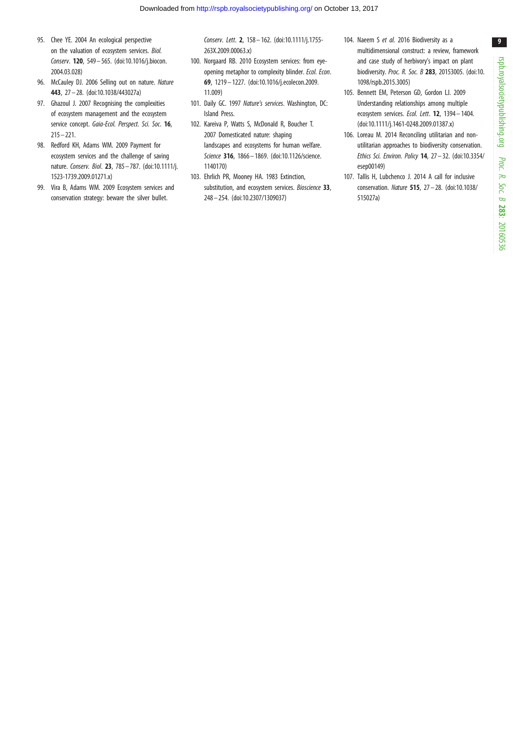95. Chee YE. 2004 An ecological perspective on the valuation of ecosystem services. *Biol. Conserv*. **120**, 549–565. (doi:10.1016/j.biocon.2004.03.028)
96. McCauley DJ. 2006 Selling out on nature. *Nature* **443**, 27–28. (doi:10.1038/443027a)
97. Ghazoul J. 2007 Recognising the complexities of ecosystem management and the ecosystem service concept. *Gaia-Ecol. Perspect. Sci. Soc*. **16**, 215–221.
98. Redford KH, Adams WM. 2009 Payment for ecosystem services and the challenge of saving nature. *Conserv. Biol*. **23**, 785–787. (doi:10.1111/j.1523-1739.2009.01271.x)
99. Vira B, Adams WM. 2009 Ecosystem services and conservation strategy: beware the silver bullet. *Conserv. Lett*. **2**, 158–162. (doi:10.1111/j.1755-263X.2009.00063.x)
100. Norgaard RB. 2010 Ecosystem services: from eye-opening metaphor to complexity blinder. *Ecol. Econ*. **69**, 1219–1227. (doi:10.1016/j.ecolecon.2009.11.009)
101. Daily GC. 1997 *Nature's services*. Washington, DC: Island Press.
102. Kareiva P, Watts S, McDonald R, Boucher T. 2007 Domesticated nature: shaping landscapes and ecosystems for human welfare. *Science* **316**, 1866–1869. (doi:10.1126/science.1140170)
103. Ehrlich PR, Mooney HA. 1983 Extinction, substitution, and ecosystem services. *Bioscience* **33**, 248–254. (doi:10.2307/1309037)
104. Naeem S *et al.* 2016 Biodiversity as a multidimensional construct: a review, framework and case study of herbivory's impact on plant biodiversity. *Proc. R. Soc. B* **283**, 20153005. (doi:10.1098/rspb.2015.3005)
105. Bennett EM, Peterson GD, Gordon LJ. 2009 Understanding relationships among multiple ecosystem services. *Ecol. Lett*. **12**, 1394–1404. (doi:10.1111/j.1461-0248.2009.01387.x)
106. Loreau M. 2014 Reconciling utilitarian and non-utilitarian approaches to biodiversity conservation. *Ethics Sci. Environ. Policy* **14**, 27–32. (doi:10.3354/esep00149)
107. Tallis H, Lubchenco J. 2014 A call for inclusive conservation. *Nature* **515**, 27–28. (doi:10.1038/515027a)